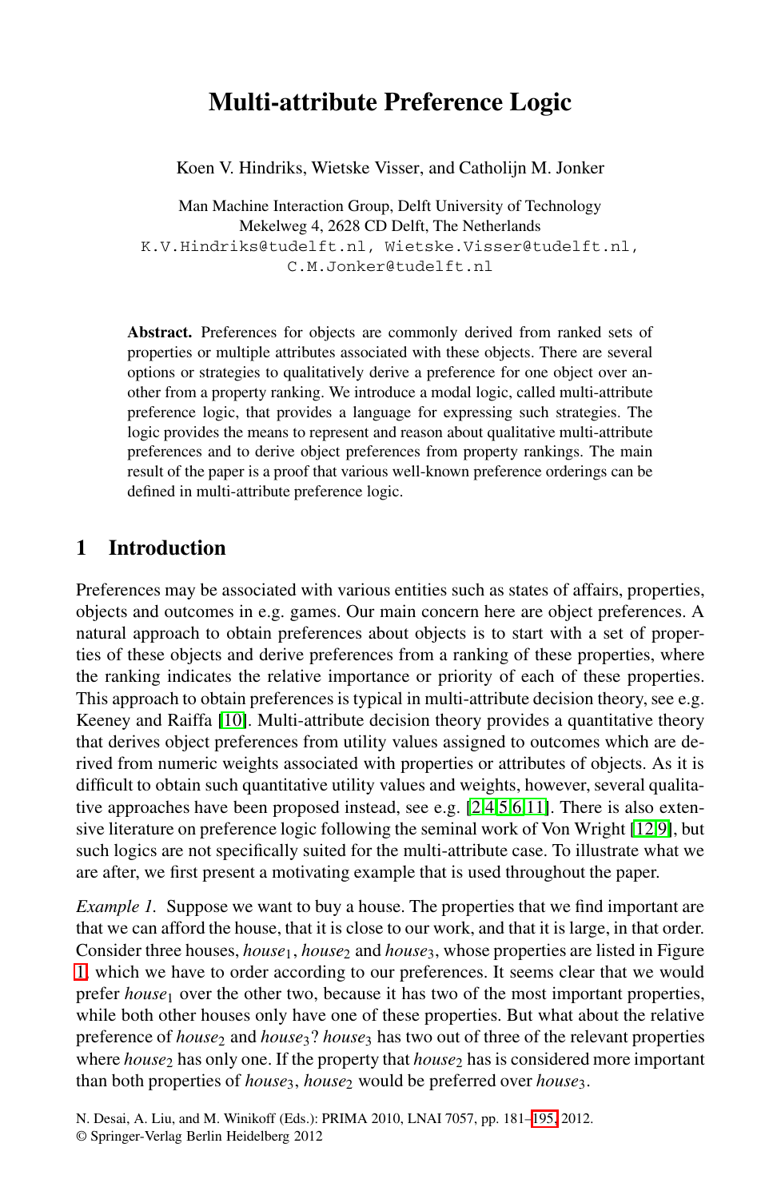# Multi-attribute Preference Logic

Koen V. Hindriks, Wietske Visser, and Catholijn M. Jonker

Man Machine Interaction Group, Delft University of Technology
Mekelweg 4, 2628 CD Delft, The Netherlands
K.V.Hindriks@tudelft.nl, Wietske.Visser@tudelft.nl,
C.M.Jonker@tudelft.nl

**Abstract.** Preferences for objects are commonly derived from ranked sets of properties or multiple attributes associated with these objects. There are several options or strategies to qualitatively derive a preference for one object over another from a property ranking. We introduce a modal logic, called multi-attribute preference logic, that provides a language for expressing such strategies. The logic provides the means to represent and reason about qualitative multi-attribute preferences and to derive object preferences from property rankings. The main result of the paper is a proof that various well-known preference orderings can be defined in multi-attribute preference logic.

## 1 Introduction

Preferences may be associated with various entities such as states of affairs, properties, objects and outcomes in e.g. games. Our main concern here are object preferences. A natural approach to obtain preferences about objects is to start with a set of properties of these objects and derive preferences from a ranking of these properties, where the ranking indicates the relative importance or priority of each of these properties. This approach to obtain preferences is typical in multi-attribute decision theory, see e.g. Keeney and Raiffa [10]. Multi-attribute decision theory provides a quantitative theory that derives object preferences from utility values assigned to outcomes which are derived from numeric weights associated with properties or attributes of objects. As it is difficult to obtain such quantitative utility values and weights, however, several qualitative approaches have been proposed instead, see e.g. [2,4,5,6,11]. There is also extensive literature on preference logic following the seminal work of Von Wright [12,9], but such logics are not specifically suited for the multi-attribute case. To illustrate what we are after, we first present a motivating example that is used throughout the paper.

*Example 1.* Suppose we want to buy a house. The properties that we find important are that we can afford the house, that it is close to our work, and that it is large, in that order. Consider three houses, $house_1$, $house_2$ and $house_3$, whose properties are listed in Figure 1, which we have to order according to our preferences. It seems clear that we would prefer $house_1$ over the other two, because it has two of the most important properties, while both other houses only have one of these properties. But what about the relative preference of $house_2$ and $house_3$? $house_3$ has two out of three of the relevant properties where $house_2$ has only one. If the property that $house_2$ has is considered more important than both properties of $house_3$, $house_2$ would be preferred over $house_3$.

N. Desai, A. Liu, and M. Winikoff (Eds.): PRIMA 2010, LNAI 7057, pp. 181–195, 2012.
© Springer-Verlag Berlin Heidelberg 2012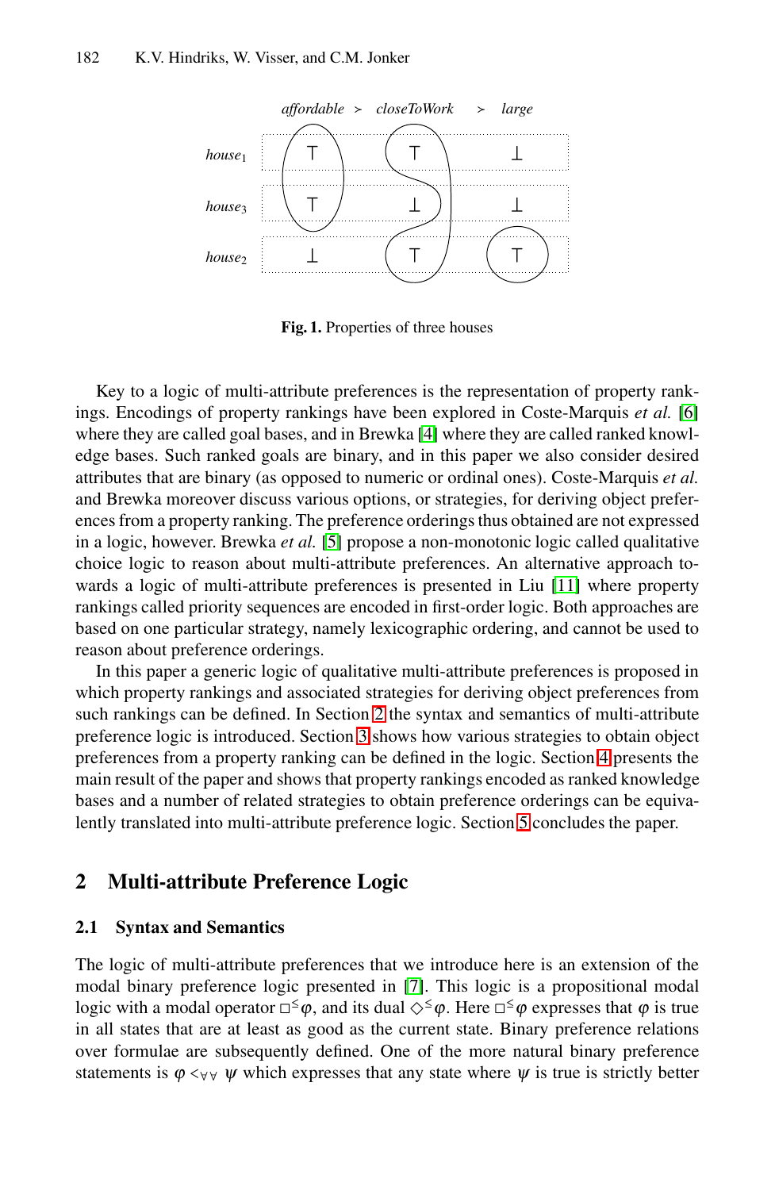|  | *affordable* ≻ | *closeToWork* ≻ | *large* |
|---|---|---|---|
| *house*$_1$ | ⊤ | ⊤ | ⊥ |
| *house*$_3$ | ⊤ | ⊥ | ⊥ |
| *house*$_2$ | ⊥ | ⊤ | ⊤ |

**Fig. 1.** Properties of three houses

Key to a logic of multi-attribute preferences is the representation of property rankings. Encodings of property rankings have been explored in Coste-Marquis *et al.* [6] where they are called goal bases, and in Brewka [4] where they are called ranked knowledge bases. Such ranked goals are binary, and in this paper we also consider desired attributes that are binary (as opposed to numeric or ordinal ones). Coste-Marquis *et al.* and Brewka moreover discuss various options, or strategies, for deriving object preferences from a property ranking. The preference orderings thus obtained are not expressed in a logic, however. Brewka *et al.* [5] propose a non-monotonic logic called qualitative choice logic to reason about multi-attribute preferences. An alternative approach towards a logic of multi-attribute preferences is presented in Liu [11] where property rankings called priority sequences are encoded in first-order logic. Both approaches are based on one particular strategy, namely lexicographic ordering, and cannot be used to reason about preference orderings.

In this paper a generic logic of qualitative multi-attribute preferences is proposed in which property rankings and associated strategies for deriving object preferences from such rankings can be defined. In Section 2 the syntax and semantics of multi-attribute preference logic is introduced. Section 3 shows how various strategies to obtain object preferences from a property ranking can be defined in the logic. Section 4 presents the main result of the paper and shows that property rankings encoded as ranked knowledge bases and a number of related strategies to obtain preference orderings can be equivalently translated into multi-attribute preference logic. Section 5 concludes the paper.

## 2 Multi-attribute Preference Logic

### 2.1 Syntax and Semantics

The logic of multi-attribute preferences that we introduce here is an extension of the modal binary preference logic presented in [7]. This logic is a propositional modal logic with a modal operator $\Box^{\leq}\varphi$, and its dual $\Diamond^{\leq}\varphi$. Here $\Box^{\leq}\varphi$ expresses that $\varphi$ is true in all states that are at least as good as the current state. Binary preference relations over formulae are subsequently defined. One of the more natural binary preference statements is $\varphi <_{\forall\forall} \psi$ which expresses that any state where $\psi$ is true is strictly better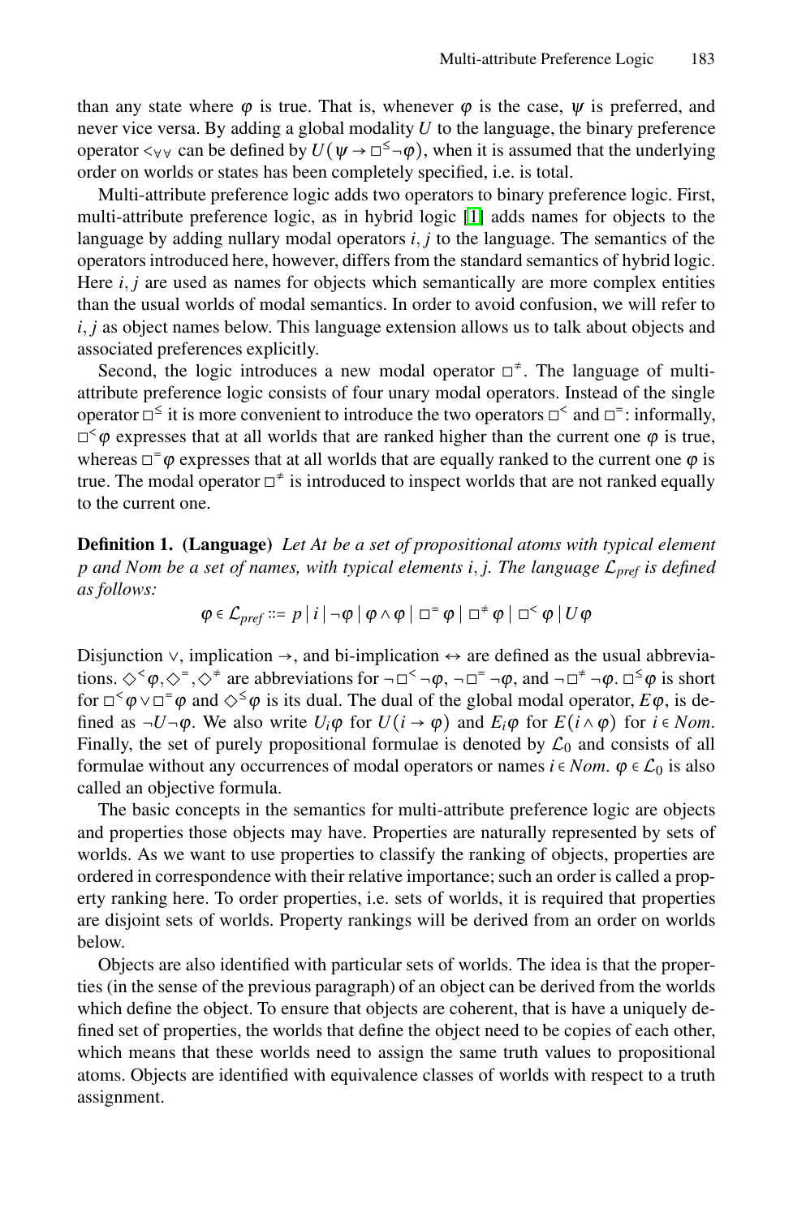than any state where $\varphi$ is true. That is, whenever $\varphi$ is the case, $\psi$ is preferred, and never vice versa. By adding a global modality $U$ to the language, the binary preference operator $<_{\forall\forall}$ can be defined by $U(\psi \to \Box^{\leq}\neg\varphi)$, when it is assumed that the underlying order on worlds or states has been completely specified, i.e. is total.

Multi-attribute preference logic adds two operators to binary preference logic. First, multi-attribute preference logic, as in hybrid logic [1] adds names for objects to the language by adding nullary modal operators $i, j$ to the language. The semantics of the operators introduced here, however, differs from the standard semantics of hybrid logic. Here $i, j$ are used as names for objects which semantically are more complex entities than the usual worlds of modal semantics. In order to avoid confusion, we will refer to $i, j$ as object names below. This language extension allows us to talk about objects and associated preferences explicitly.

Second, the logic introduces a new modal operator $\Box^{\neq}$. The language of multi-attribute preference logic consists of four unary modal operators. Instead of the single operator $\Box^{\leq}$ it is more convenient to introduce the two operators $\Box^{<}$ and $\Box^{=}$: informally, $\Box^{<}\varphi$ expresses that at all worlds that are ranked higher than the current one $\varphi$ is true, whereas $\Box^{=}\varphi$ expresses that at all worlds that are equally ranked to the current one $\varphi$ is true. The modal operator $\Box^{\neq}$ is introduced to inspect worlds that are not ranked equally to the current one.

**Definition 1. (Language)** *Let At be a set of propositional atoms with typical element p and Nom be a set of names, with typical elements $i, j$. The language $\mathcal{L}_{pref}$ is defined as follows:*

$$\varphi \in \mathcal{L}_{pref} ::= p \mid i \mid \neg\varphi \mid \varphi \wedge \varphi \mid \Box^{=}\varphi \mid \Box^{\neq}\varphi \mid \Box^{<}\varphi \mid U\varphi$$

Disjunction $\vee$, implication $\to$, and bi-implication $\leftrightarrow$ are defined as the usual abbreviations. $\Diamond^{<}\varphi, \Diamond^{=}, \Diamond^{\neq}$ are abbreviations for $\neg\Box^{<}\neg\varphi$, $\neg\Box^{=}\neg\varphi$, and $\neg\Box^{\neq}\neg\varphi$. $\Box^{\leq}\varphi$ is short for $\Box^{<}\varphi \vee \Box^{=}\varphi$ and $\Diamond^{\leq}\varphi$ is its dual. The dual of the global modal operator, $E\varphi$, is defined as $\neg U \neg\varphi$. We also write $U_i\varphi$ for $U(i \to \varphi)$ and $E_i\varphi$ for $E(i \wedge \varphi)$ for $i \in Nom$. Finally, the set of purely propositional formulae is denoted by $\mathcal{L}_0$ and consists of all formulae without any occurrences of modal operators or names $i \in Nom$. $\varphi \in \mathcal{L}_0$ is also called an objective formula.

The basic concepts in the semantics for multi-attribute preference logic are objects and properties those objects may have. Properties are naturally represented by sets of worlds. As we want to use properties to classify the ranking of objects, properties are ordered in correspondence with their relative importance; such an order is called a property ranking here. To order properties, i.e. sets of worlds, it is required that properties are disjoint sets of worlds. Property rankings will be derived from an order on worlds below.

Objects are also identified with particular sets of worlds. The idea is that the properties (in the sense of the previous paragraph) of an object can be derived from the worlds which define the object. To ensure that objects are coherent, that is have a uniquely defined set of properties, the worlds that define the object need to be copies of each other, which means that these worlds need to assign the same truth values to propositional atoms. Objects are identified with equivalence classes of worlds with respect to a truth assignment.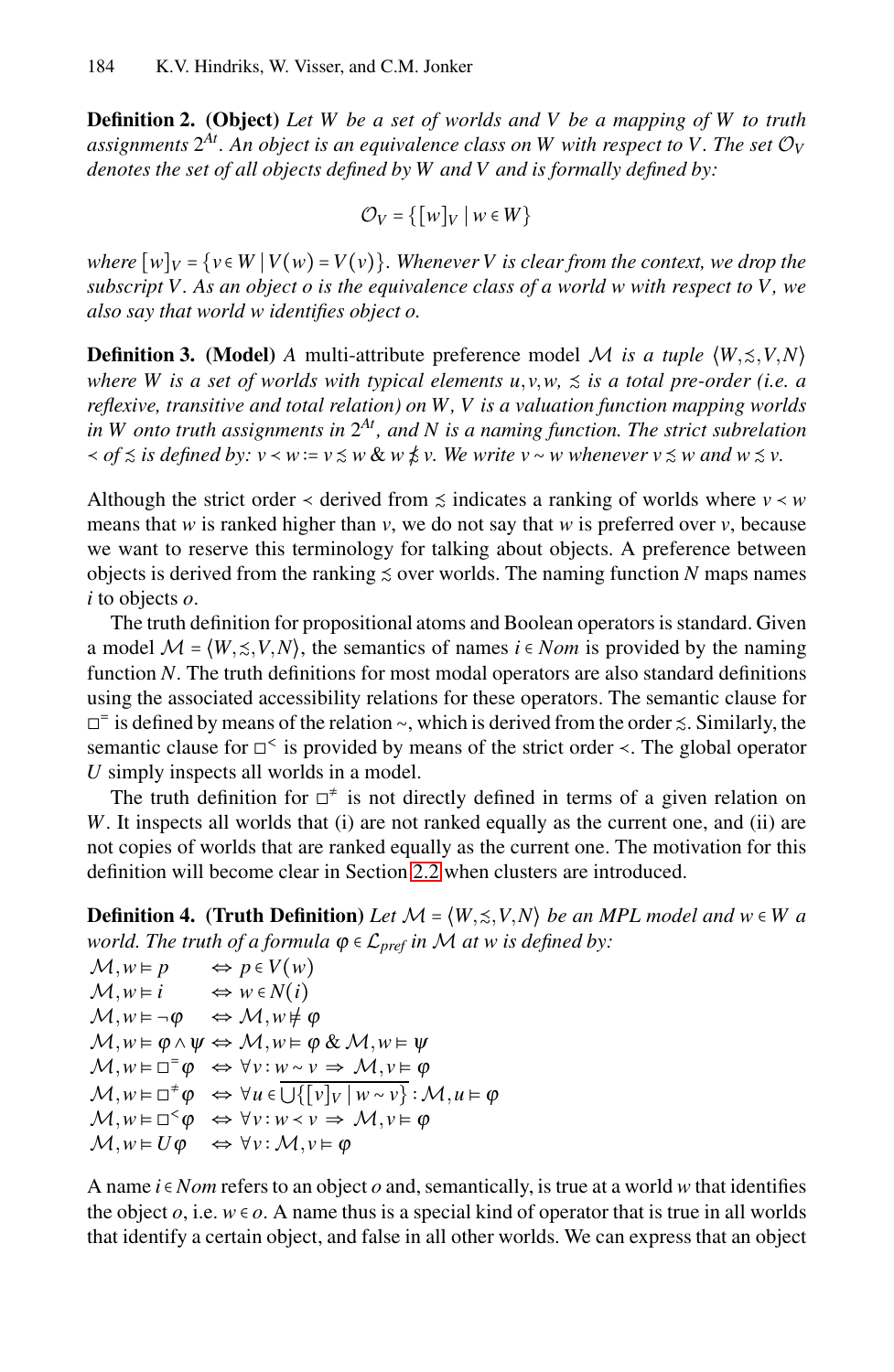**Definition 2. (Object)** *Let $W$ be a set of worlds and $V$ be a mapping of $W$ to truth assignments $2^{At}$. An object is an equivalence class on $W$ with respect to $V$. The set $\mathcal{O}_V$ denotes the set of all objects defined by $W$ and $V$ and is formally defined by:*

$$\mathcal{O}_V = \{[w]_V \mid w \in W\}$$

*where $[w]_V = \{v \in W \mid V(w) = V(v)\}$. Whenever $V$ is clear from the context, we drop the subscript $V$. As an object $o$ is the equivalence class of a world $w$ with respect to $V$, we also say that world $w$ identifies object $o$.*

**Definition 3. (Model)** *A* multi-attribute preference model *$\mathcal{M}$ is a tuple $\langle W, \precsim, V, N\rangle$ where $W$ is a set of worlds with typical elements $u, v, w$, $\precsim$ is a total pre-order (i.e. a reflexive, transitive and total relation) on $W$, $V$ is a valuation function mapping worlds in $W$ onto truth assignments in $2^{At}$, and $N$ is a naming function. The strict subrelation $\prec$ of $\precsim$ is defined by: $v \prec w := v \precsim w \;\&\; w \not\precsim v$. We write $v \sim w$ whenever $v \precsim w$ and $w \precsim v$.*

Although the strict order $\prec$ derived from $\precsim$ indicates a ranking of worlds where $v \prec w$ means that $w$ is ranked higher than $v$, we do not say that $w$ is preferred over $v$, because we want to reserve this terminology for talking about objects. A preference between objects is derived from the ranking $\precsim$ over worlds. The naming function $N$ maps names $i$ to objects $o$.

The truth definition for propositional atoms and Boolean operators is standard. Given a model $\mathcal{M} = \langle W, \precsim, V, N\rangle$, the semantics of names $i \in Nom$ is provided by the naming function $N$. The truth definitions for most modal operators are also standard definitions using the associated accessibility relations for these operators. The semantic clause for $\Box^{=}$ is defined by means of the relation $\sim$, which is derived from the order $\precsim$. Similarly, the semantic clause for $\Box^{<}$ is provided by means of the strict order $\prec$. The global operator $U$ simply inspects all worlds in a model.

The truth definition for $\Box^{\neq}$ is not directly defined in terms of a given relation on $W$. It inspects all worlds that (i) are not ranked equally as the current one, and (ii) are not copies of worlds that are ranked equally as the current one. The motivation for this definition will become clear in Section 2.2 when clusters are introduced.

**Definition 4. (Truth Definition)** *Let $\mathcal{M} = \langle W, \precsim, V, N\rangle$ be an MPL model and $w \in W$ a world. The truth of a formula $\varphi \in \mathcal{L}_{pref}$ in $\mathcal{M}$ at $w$ is defined by:*

$$
\begin{array}{lll}
\mathcal{M}, w \models p & \Leftrightarrow & p \in V(w) \\
\mathcal{M}, w \models i & \Leftrightarrow & w \in N(i) \\
\mathcal{M}, w \models \neg\varphi & \Leftrightarrow & \mathcal{M}, w \not\models \varphi \\
\mathcal{M}, w \models \varphi \wedge \psi & \Leftrightarrow & \mathcal{M}, w \models \varphi \;\&\; \mathcal{M}, w \models \psi \\
\mathcal{M}, w \models \Box^{=}\varphi & \Leftrightarrow & \forall v : w \sim v \Rightarrow \mathcal{M}, v \models \varphi \\
\mathcal{M}, w \models \Box^{\neq}\varphi & \Leftrightarrow & \forall u \in \overline{\bigcup\{[v]_V \mid w \sim v\}} : \mathcal{M}, u \models \varphi \\
\mathcal{M}, w \models \Box^{<}\varphi & \Leftrightarrow & \forall v : w \prec v \Rightarrow \mathcal{M}, v \models \varphi \\
\mathcal{M}, w \models U\varphi & \Leftrightarrow & \forall v : \mathcal{M}, v \models \varphi
\end{array}
$$

A name $i \in Nom$ refers to an object $o$ and, semantically, is true at a world $w$ that identifies the object $o$, i.e. $w \in o$. A name thus is a special kind of operator that is true in all worlds that identify a certain object, and false in all other worlds. We can express that an object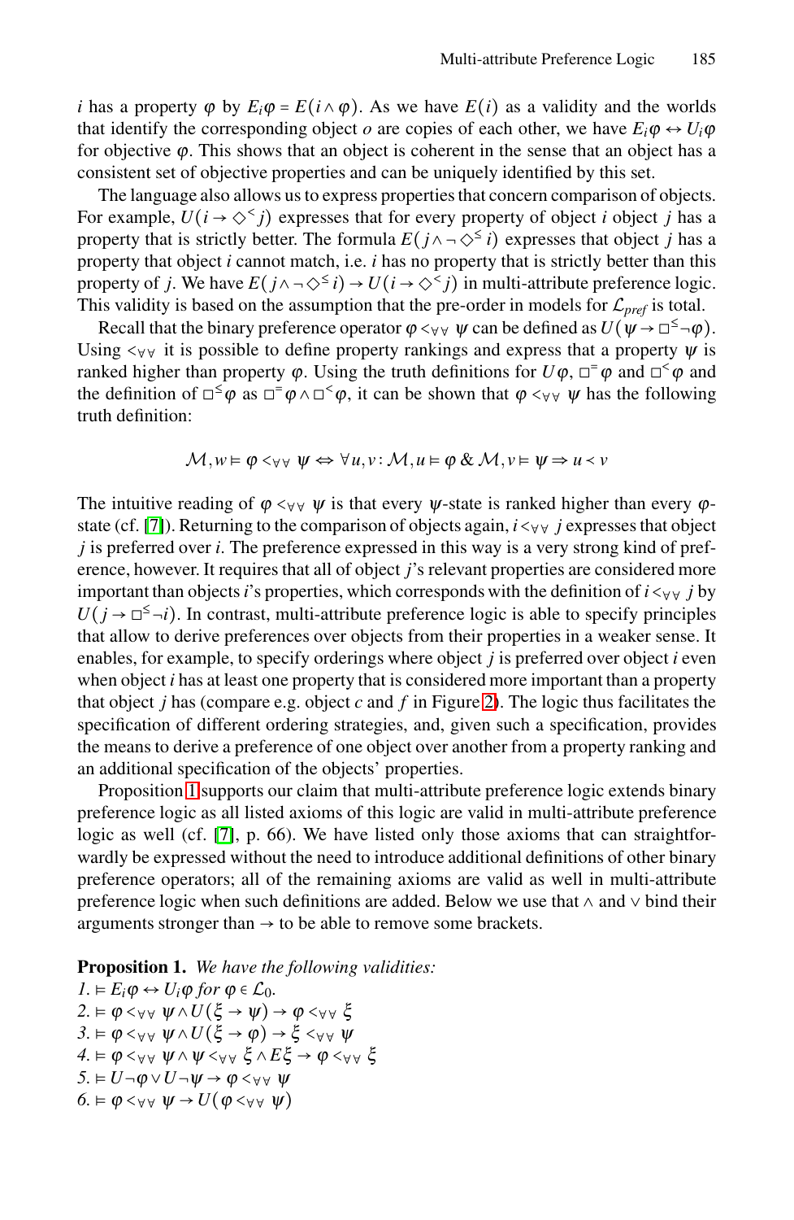$i$ has a property $\varphi$ by $E_i\varphi = E(i \wedge \varphi)$. As we have $E(i)$ as a validity and the worlds that identify the corresponding object $o$ are copies of each other, we have $E_i\varphi \leftrightarrow U_i\varphi$ for objective $\varphi$. This shows that an object is coherent in the sense that an object has a consistent set of objective properties and can be uniquely identified by this set.

The language also allows us to express properties that concern comparison of objects. For example, $U(i \rightarrow \Diamond^{<} j)$ expresses that for every property of object $i$ object $j$ has a property that is strictly better. The formula $E(j \wedge \neg \Diamond^{\leq} i)$ expresses that object $j$ has a property that object $i$ cannot match, i.e. $i$ has no property that is strictly better than this property of $j$. We have $E(j \wedge \neg \Diamond^{\leq} i) \rightarrow U(i \rightarrow \Diamond^{<} j)$ in multi-attribute preference logic. This validity is based on the assumption that the pre-order in models for $\mathcal{L}_{pref}$ is total.

Recall that the binary preference operator $\varphi <_{\forall\forall} \psi$ can be defined as $U(\psi \rightarrow \Box^{\leq} \neg\varphi)$. Using $<_{\forall\forall}$ it is possible to define property rankings and express that a property $\psi$ is ranked higher than property $\varphi$. Using the truth definitions for $U\varphi$, $\Box^{=}\varphi$ and $\Box^{<}\varphi$ and the definition of $\Box^{\leq}\varphi$ as $\Box^{=}\varphi \wedge \Box^{<}\varphi$, it can be shown that $\varphi <_{\forall\forall} \psi$ has the following truth definition:

$$\mathcal{M}, w \vDash \varphi <_{\forall\forall} \psi \Leftrightarrow \forall u, v : \mathcal{M}, u \vDash \varphi \;\&\; \mathcal{M}, v \vDash \psi \Rightarrow u < v$$

The intuitive reading of $\varphi <_{\forall\forall} \psi$ is that every $\psi$-state is ranked higher than every $\varphi$-state (cf. [7]). Returning to the comparison of objects again, $i <_{\forall\forall} j$ expresses that object $j$ is preferred over $i$. The preference expressed in this way is a very strong kind of preference, however. It requires that all of object $j$'s relevant properties are considered more important than objects $i$'s properties, which corresponds with the definition of $i <_{\forall\forall} j$ by $U(j \rightarrow \Box^{\leq} \neg i)$. In contrast, multi-attribute preference logic is able to specify principles that allow to derive preferences over objects from their properties in a weaker sense. It enables, for example, to specify orderings where object $j$ is preferred over object $i$ even when object $i$ has at least one property that is considered more important than a property that object $j$ has (compare e.g. object $c$ and $f$ in Figure 2). The logic thus facilitates the specification of different ordering strategies, and, given such a specification, provides the means to derive a preference of one object over another from a property ranking and an additional specification of the objects' properties.

Proposition 1 supports our claim that multi-attribute preference logic extends binary preference logic as all listed axioms of this logic are valid in multi-attribute preference logic as well (cf. [7], p. 66). We have listed only those axioms that can straightforwardly be expressed without the need to introduce additional definitions of other binary preference operators; all of the remaining axioms are valid as well in multi-attribute preference logic when such definitions are added. Below we use that $\wedge$ and $\vee$ bind their arguments stronger than $\rightarrow$ to be able to remove some brackets.

**Proposition 1.** *We have the following validities:*
1. $\vDash E_i\varphi \leftrightarrow U_i\varphi$ *for* $\varphi \in \mathcal{L}_0$.
2. $\vDash \varphi <_{\forall\forall} \psi \wedge U(\xi \rightarrow \psi) \rightarrow \varphi <_{\forall\forall} \xi$
3. $\vDash \varphi <_{\forall\forall} \psi \wedge U(\xi \rightarrow \varphi) \rightarrow \xi <_{\forall\forall} \psi$
4. $\vDash \varphi <_{\forall\forall} \psi \wedge \psi <_{\forall\forall} \xi \wedge E\xi \rightarrow \varphi <_{\forall\forall} \xi$
5. $\vDash U\neg\varphi \vee U\neg\psi \rightarrow \varphi <_{\forall\forall} \psi$
6. $\vDash \varphi <_{\forall\forall} \psi \rightarrow U(\varphi <_{\forall\forall} \psi)$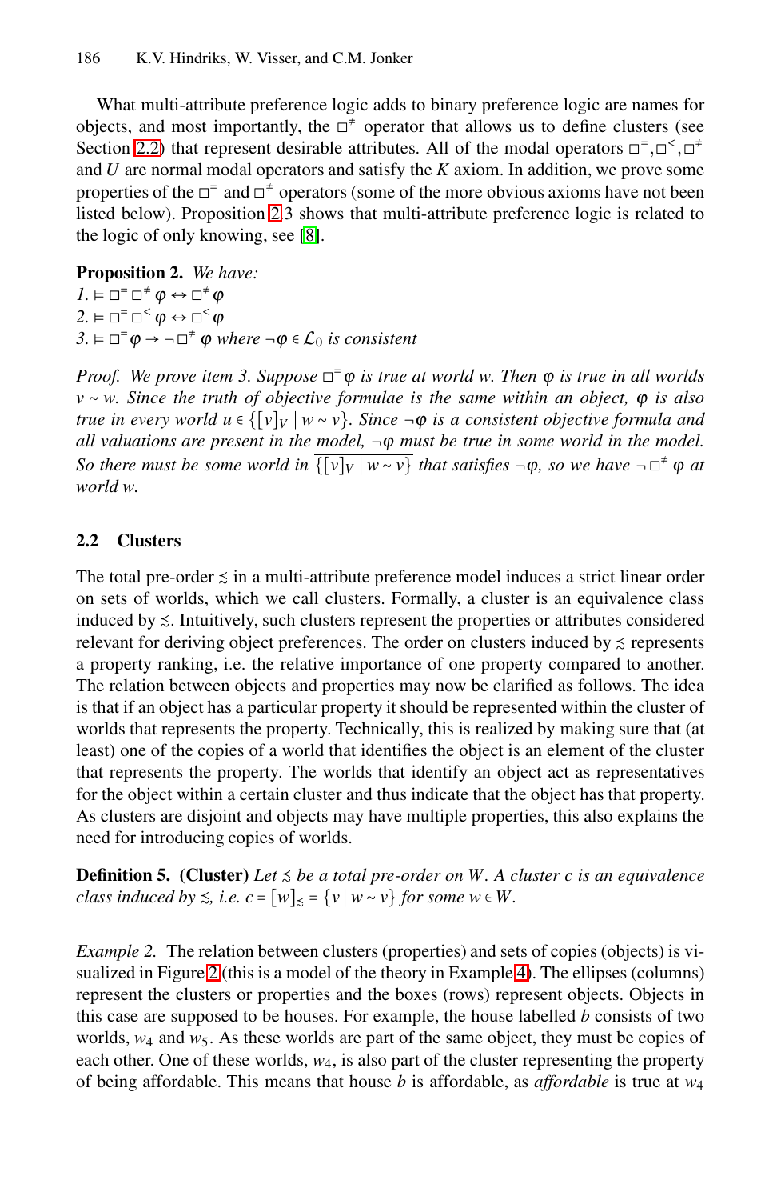What multi-attribute preference logic adds to binary preference logic are names for objects, and most importantly, the $\Box^{\neq}$ operator that allows us to define clusters (see Section 2.2) that represent desirable attributes. All of the modal operators $\Box^{=}, \Box^{<}, \Box^{\neq}$ and $U$ are normal modal operators and satisfy the $K$ axiom. In addition, we prove some properties of the $\Box^{=}$ and $\Box^{\neq}$ operators (some of the more obvious axioms have not been listed below). Proposition 2.3 shows that multi-attribute preference logic is related to the logic of only knowing, see [8].

**Proposition 2.** *We have:*
*1.* $\models \Box^{=}\Box^{\neq}\varphi \leftrightarrow \Box^{\neq}\varphi$
*2.* $\models \Box^{=}\Box^{<}\varphi \leftrightarrow \Box^{<}\varphi$
*3.* $\models \Box^{=}\varphi \rightarrow \neg\Box^{\neq}\varphi$ *where* $\neg\varphi \in \mathcal{L}_0$ *is consistent*

*Proof. We prove item 3. Suppose* $\Box^{=}\varphi$ *is true at world* $w$*. Then* $\varphi$ *is true in all worlds* $v \sim w$*. Since the truth of objective formulae is the same within an object,* $\varphi$ *is also true in every world* $u \in \{[v]_V \mid w \sim v\}$*. Since* $\neg\varphi$ *is a consistent objective formula and all valuations are present in the model,* $\neg\varphi$ *must be true in some world in the model. So there must be some world in* $\overline{\{[v]_V \mid w \sim v\}}$ *that satisfies* $\neg\varphi$*, so we have* $\neg\Box^{\neq}\varphi$ *at world* $w$*.*

### 2.2 Clusters

The total pre-order $\lesssim$ in a multi-attribute preference model induces a strict linear order on sets of worlds, which we call clusters. Formally, a cluster is an equivalence class induced by $\lesssim$. Intuitively, such clusters represent the properties or attributes considered relevant for deriving object preferences. The order on clusters induced by $\lesssim$ represents a property ranking, i.e. the relative importance of one property compared to another. The relation between objects and properties may now be clarified as follows. The idea is that if an object has a particular property it should be represented within the cluster of worlds that represents the property. Technically, this is realized by making sure that (at least) one of the copies of a world that identifies the object is an element of the cluster that represents the property. The worlds that identify an object act as representatives for the object within a certain cluster and thus indicate that the object has that property. As clusters are disjoint and objects may have multiple properties, this also explains the need for introducing copies of worlds.

**Definition 5. (Cluster)** *Let* $\lesssim$ *be a total pre-order on* $W$*. A cluster* $c$ *is an equivalence class induced by* $\lesssim$*, i.e.* $c = [w]_{\lesssim} = \{v \mid w \sim v\}$ *for some* $w \in W$*.*

*Example 2.* The relation between clusters (properties) and sets of copies (objects) is visualized in Figure 2 (this is a model of the theory in Example 4). The ellipses (columns) represent the clusters or properties and the boxes (rows) represent objects. Objects in this case are supposed to be houses. For example, the house labelled $b$ consists of two worlds, $w_4$ and $w_5$. As these worlds are part of the same object, they must be copies of each other. One of these worlds, $w_4$, is also part of the cluster representing the property of being affordable. This means that house $b$ is affordable, as *affordable* is true at $w_4$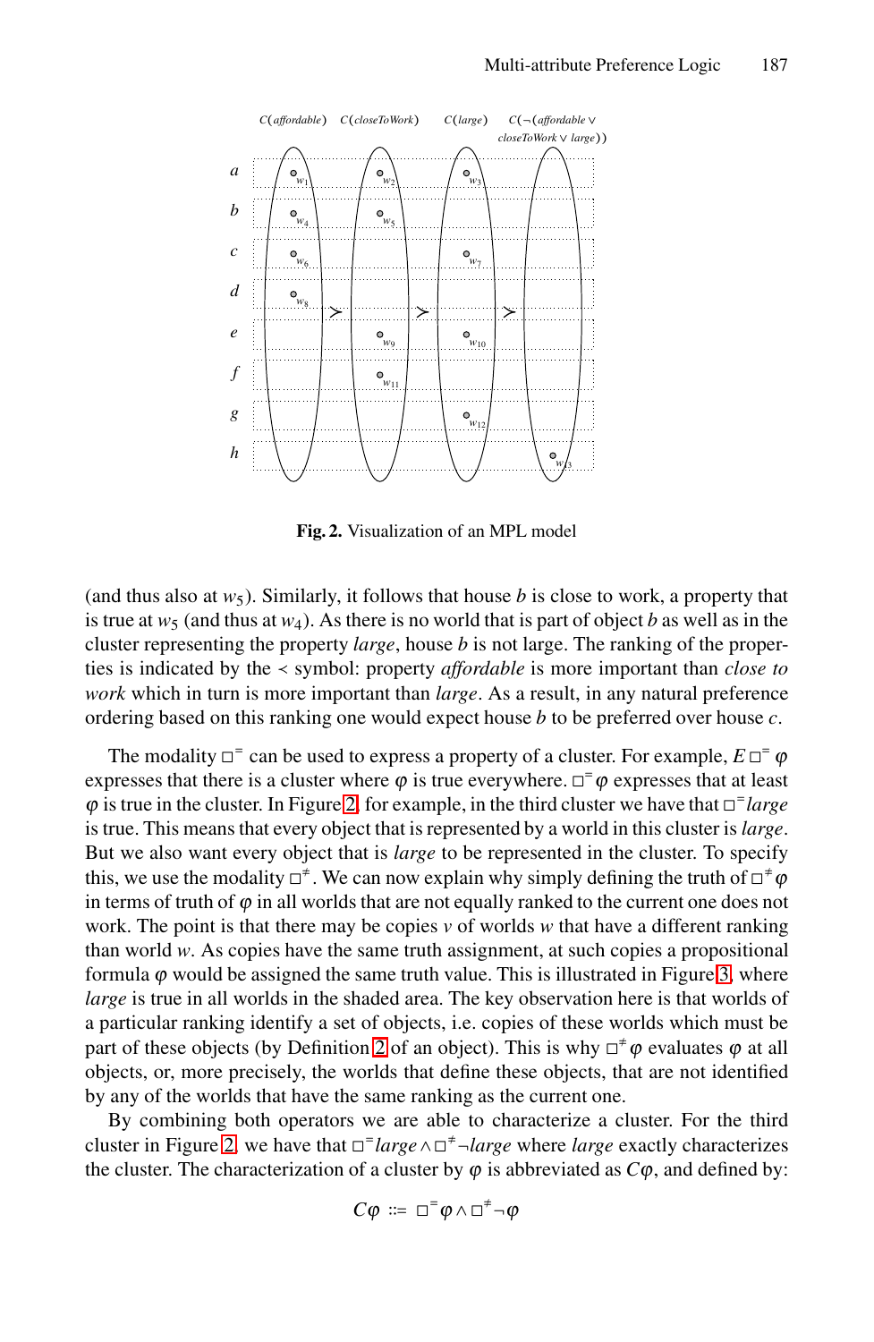**Fig. 2.** Visualization of an MPL model

(and thus also at $w_5$). Similarly, it follows that house $b$ is close to work, a property that is true at $w_5$ (and thus at $w_4$). As there is no world that is part of object $b$ as well as in the cluster representing the property *large*, house $b$ is not large. The ranking of the properties is indicated by the $\prec$ symbol: property *affordable* is more important than *close to work* which in turn is more important than *large*. As a result, in any natural preference ordering based on this ranking one would expect house $b$ to be preferred over house $c$.

The modality $\Box^{=}$ can be used to express a property of a cluster. For example, $E\Box^{=}\varphi$ expresses that there is a cluster where $\varphi$ is true everywhere. $\Box^{=}\varphi$ expresses that at least $\varphi$ is true in the cluster. In Figure 2, for example, in the third cluster we have that $\Box^{=}$*large* is true. This means that every object that is represented by a world in this cluster is *large*. But we also want every object that is *large* to be represented in the cluster. To specify this, we use the modality $\Box^{\neq}$. We can now explain why simply defining the truth of $\Box^{\neq}\varphi$ in terms of truth of $\varphi$ in all worlds that are not equally ranked to the current one does not work. The point is that there may be copies $v$ of worlds $w$ that have a different ranking than world $w$. As copies have the same truth assignment, at such copies a propositional formula $\varphi$ would be assigned the same truth value. This is illustrated in Figure 3, where *large* is true in all worlds in the shaded area. The key observation here is that worlds of a particular ranking identify a set of objects, i.e. copies of these worlds which must be part of these objects (by Definition 2 of an object). This is why $\Box^{\neq}\varphi$ evaluates $\varphi$ at all objects, or, more precisely, the worlds that define these objects, that are not identified by any of the worlds that have the same ranking as the current one.

By combining both operators we are able to characterize a cluster. For the third cluster in Figure 2, we have that $\Box^{=}large \wedge \Box^{\neq}\neg large$ where *large* exactly characterizes the cluster. The characterization of a cluster by $\varphi$ is abbreviated as $C\varphi$, and defined by:

$$C\varphi ::= \Box^{=}\varphi \wedge \Box^{\neq}\neg\varphi$$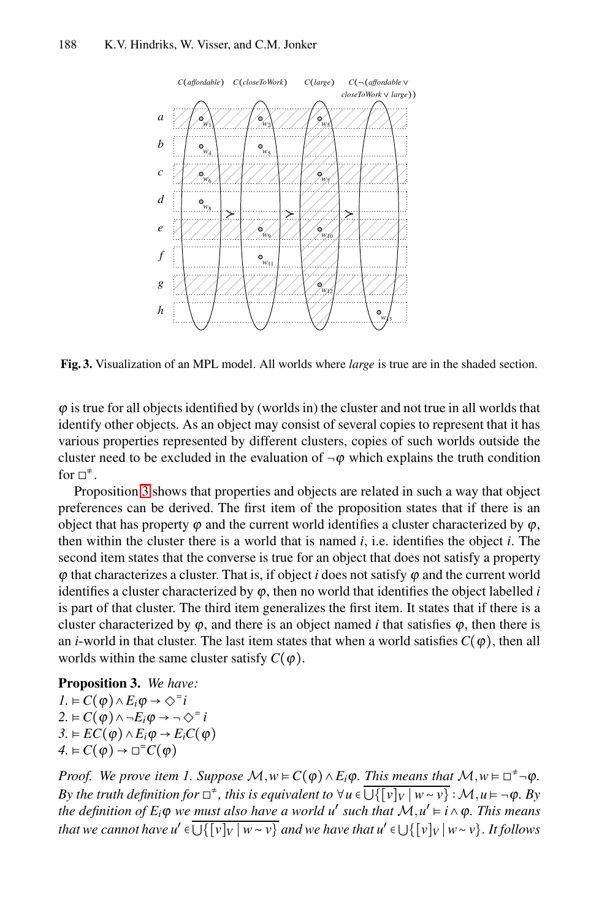Fig. 3. Visualization of an MPL model. All worlds where *large* is true are in the shaded section.

$\varphi$ is true for all objects identified by (worlds in) the cluster and not true in all worlds that identify other objects. As an object may consist of several copies to represent that it has various properties represented by different clusters, copies of such worlds outside the cluster need to be excluded in the evaluation of $\neg\varphi$ which explains the truth condition for $\Box^{\neq}$.

Proposition 3 shows that properties and objects are related in such a way that object preferences can be derived. The first item of the proposition states that if there is an object that has property $\varphi$ and the current world identifies a cluster characterized by $\varphi$, then within the cluster there is a world that is named $i$, i.e. identifies the object $i$. The second item states that the converse is true for an object that does not satisfy a property $\varphi$ that characterizes a cluster. That is, if object $i$ does not satisfy $\varphi$ and the current world identifies a cluster characterized by $\varphi$, then no world that identifies the object labelled $i$ is part of that cluster. The third item generalizes the first item. It states that if there is a cluster characterized by $\varphi$, and there is an object named $i$ that satisfies $\varphi$, then there is an $i$-world in that cluster. The last item states that when a world satisfies $C(\varphi)$, then all worlds within the same cluster satisfy $C(\varphi)$.

**Proposition 3.** *We have:*
*1.* $\vDash C(\varphi) \wedge E_i\varphi \rightarrow \Diamond^{=} i$
*2.* $\vDash C(\varphi) \wedge \neg E_i\varphi \rightarrow \neg \Diamond^{=} i$
*3.* $\vDash EC(\varphi) \wedge E_i\varphi \rightarrow E_iC(\varphi)$
*4.* $\vDash C(\varphi) \rightarrow \Box^{=} C(\varphi)$

*Proof. We prove item 1. Suppose $\mathcal{M}, w \vDash C(\varphi) \wedge E_i\varphi$. This means that $\mathcal{M}, w \vDash \Box^{\neq}\neg\varphi$. By the truth definition for $\Box^{\neq}$, this is equivalent to $\forall u \in \overline{\bigcup\{[v]_V \mid w \sim v\}} : \mathcal{M}, u \vDash \neg\varphi$. By the definition of $E_i\varphi$ we must also have a world $u'$ such that $\mathcal{M}, u' \vDash i \wedge \varphi$. This means that we cannot have $u' \in \overline{\bigcup\{[v]_V \mid w \sim v\}}$ and we have that $u' \in \bigcup\{[v]_V \mid w \sim v\}$. It follows*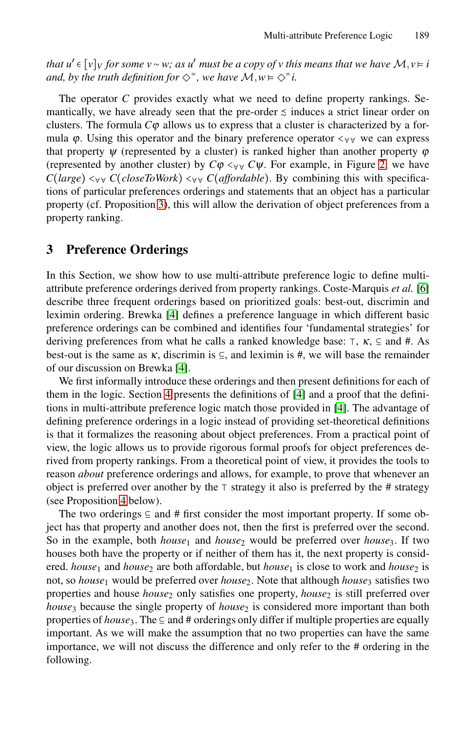*that* $u' \in [v]_V$ *for some* $v \sim w$*; as* $u'$ *must be a copy of* $v$ *this means that we have* $\mathcal{M}, v \vDash i$ *and, by the truth definition for* $\diamond^{=}$*, we have* $\mathcal{M}, w \vDash \diamond^{=} i$*.*

The operator $C$ provides exactly what we need to define property rankings. Semantically, we have already seen that the pre-order $\lesssim$ induces a strict linear order on clusters. The formula $C\varphi$ allows us to express that a cluster is characterized by a formula $\varphi$. Using this operator and the binary preference operator $<_{\forall\forall}$ we can express that property $\psi$ (represented by a cluster) is ranked higher than another property $\varphi$ (represented by another cluster) by $C\varphi <_{\forall\forall} C\psi$. For example, in Figure 2, we have $C(\mathit{large}) <_{\forall\forall} C(\mathit{closeToWork}) <_{\forall\forall} C(\mathit{affordable})$. By combining this with specifications of particular preferences orderings and statements that an object has a particular property (cf. Proposition 3), this will allow the derivation of object preferences from a property ranking.

## 3 Preference Orderings

In this Section, we show how to use multi-attribute preference logic to define multi-attribute preference orderings derived from property rankings. Coste-Marquis *et al.* [6] describe three frequent orderings based on prioritized goals: best-out, discrimin and leximin ordering. Brewka [4] defines a preference language in which different basic preference orderings can be combined and identifies four 'fundamental strategies' for deriving preferences from what he calls a ranked knowledge base: $\top$, $\kappa$, $\subseteq$ and #. As best-out is the same as $\kappa$, discrimin is $\subseteq$, and leximin is #, we will base the remainder of our discussion on Brewka [4].

We first informally introduce these orderings and then present definitions for each of them in the logic. Section 4 presents the definitions of [4] and a proof that the definitions in multi-attribute preference logic match those provided in [4]. The advantage of defining preference orderings in a logic instead of providing set-theoretical definitions is that it formalizes the reasoning about object preferences. From a practical point of view, the logic allows us to provide rigorous formal proofs for object preferences derived from property rankings. From a theoretical point of view, it provides the tools to reason *about* preference orderings and allows, for example, to prove that whenever an object is preferred over another by the $\top$ strategy it also is preferred by the # strategy (see Proposition 4 below).

The two orderings $\subseteq$ and # first consider the most important property. If some object has that property and another does not, then the first is preferred over the second. So in the example, both $\mathit{house}_1$ and $\mathit{house}_2$ would be preferred over $\mathit{house}_3$. If two houses both have the property or if neither of them has it, the next property is considered. $\mathit{house}_1$ and $\mathit{house}_2$ are both affordable, but $\mathit{house}_1$ is close to work and $\mathit{house}_2$ is not, so $\mathit{house}_1$ would be preferred over $\mathit{house}_2$. Note that although $\mathit{house}_3$ satisfies two properties and house $\mathit{house}_2$ only satisfies one property, $\mathit{house}_2$ is still preferred over $\mathit{house}_3$ because the single property of $\mathit{house}_2$ is considered more important than both properties of $\mathit{house}_3$. The $\subseteq$ and # orderings only differ if multiple properties are equally important. As we will make the assumption that no two properties can have the same importance, we will not discuss the difference and only refer to the # ordering in the following.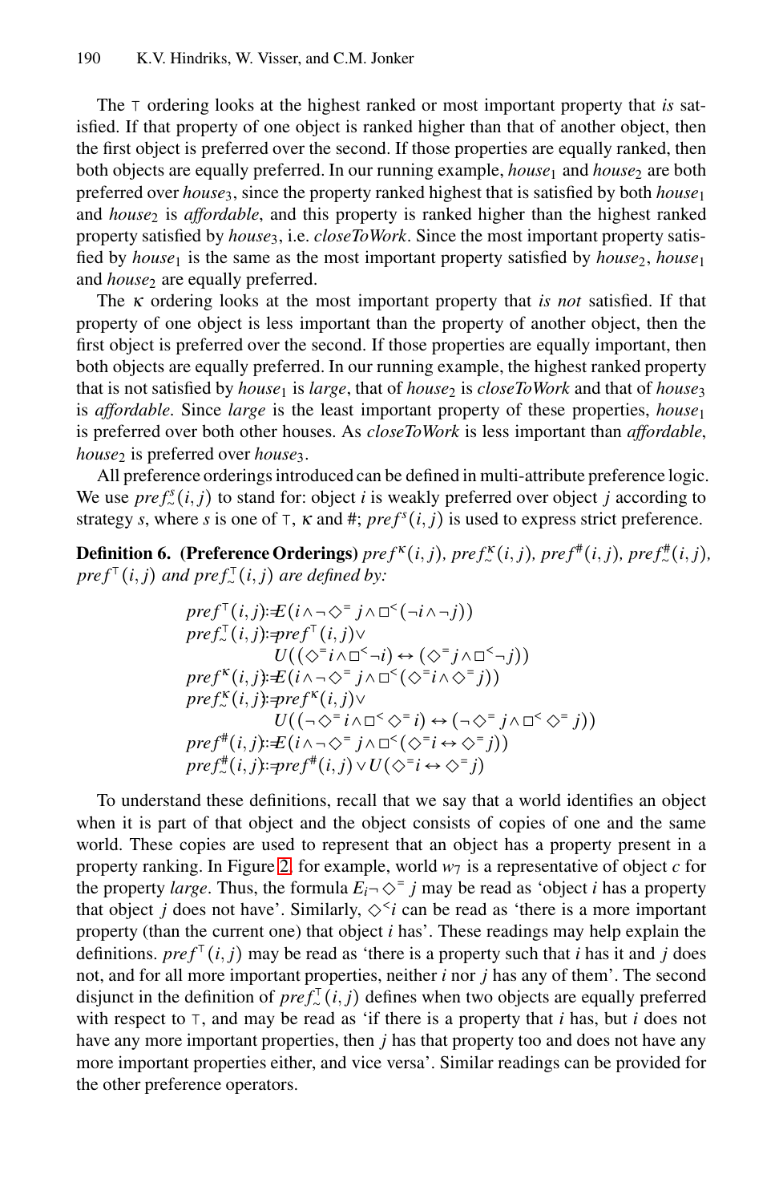The $\top$ ordering looks at the highest ranked or most important property that *is* satisfied. If that property of one object is ranked higher than that of another object, then the first object is preferred over the second. If those properties are equally ranked, then both objects are equally preferred. In our running example, $house_1$ and $house_2$ are both preferred over $house_3$, since the property ranked highest that is satisfied by both $house_1$ and $house_2$ is *affordable*, and this property is ranked higher than the highest ranked property satisfied by $house_3$, i.e. *closeToWork*. Since the most important property satisfied by $house_1$ is the same as the most important property satisfied by $house_2$, $house_1$ and $house_2$ are equally preferred.

The $\kappa$ ordering looks at the most important property that *is not* satisfied. If that property of one object is less important than the property of another object, then the first object is preferred over the second. If those properties are equally important, then both objects are equally preferred. In our running example, the highest ranked property that is not satisfied by $house_1$ is *large*, that of $house_2$ is *closeToWork* and that of $house_3$ is *affordable*. Since *large* is the least important property of these properties, $house_1$ is preferred over both other houses. As *closeToWork* is less important than *affordable*, $house_2$ is preferred over $house_3$.

All preference orderings introduced can be defined in multi-attribute preference logic. We use $pref^s_\sim(i,j)$ to stand for: object $i$ is weakly preferred over object $j$ according to strategy $s$, where $s$ is one of $\top$, $\kappa$ and $\#$; $pref^s(i,j)$ is used to express strict preference.

**Definition 6. (Preference Orderings)** *$pref^\kappa(i,j)$, $pref^\kappa_\sim(i,j)$, $pref^\#(i,j)$, $pref^\#_\sim(i,j)$, $pref^\top(i,j)$ and $pref^\top_\sim(i,j)$ are defined by:*

$$
\begin{aligned}
pref^\top(i,j) &:= E(i \wedge \neg \Diamond^= j \wedge \Box^<(\neg i \wedge \neg j))\\
pref^\top_\sim(i,j) &:= pref^\top(i,j) \vee\\
&\qquad U((\Diamond^= i \wedge \Box^< \neg i) \leftrightarrow (\Diamond^= j \wedge \Box^< \neg j))\\
pref^\kappa(i,j) &:= E(i \wedge \neg \Diamond^= j \wedge \Box^<(\Diamond^= i \wedge \Diamond^= j))\\
pref^\kappa_\sim(i,j) &:= pref^\kappa(i,j) \vee\\
&\qquad U((\neg \Diamond^= i \wedge \Box^< \Diamond^= i) \leftrightarrow (\neg \Diamond^= j \wedge \Box^< \Diamond^= j))\\
pref^\#(i,j) &:= E(i \wedge \neg \Diamond^= j \wedge \Box^<(\Diamond^= i \leftrightarrow \Diamond^= j))\\
pref^\#_\sim(i,j) &:= pref^\#(i,j) \vee U(\Diamond^= i \leftrightarrow \Diamond^= j)
\end{aligned}
$$

To understand these definitions, recall that we say that a world identifies an object when it is part of that object and the object consists of copies of one and the same world. These copies are used to represent that an object has a property present in a property ranking. In Figure 2, for example, world $w_7$ is a representative of object $c$ for the property *large*. Thus, the formula $E_i \neg \Diamond^= j$ may be read as 'object $i$ has a property that object $j$ does not have'. Similarly, $\Diamond^< i$ can be read as 'there is a more important property (than the current one) that object $i$ has'. These readings may help explain the definitions. $pref^\top(i,j)$ may be read as 'there is a property such that $i$ has it and $j$ does not, and for all more important properties, neither $i$ nor $j$ has any of them'. The second disjunct in the definition of $pref^\top_\sim(i,j)$ defines when two objects are equally preferred with respect to $\top$, and may be read as 'if there is a property that $i$ has, but $i$ does not have any more important properties, then $j$ has that property too and does not have any more important properties either, and vice versa'. Similar readings can be provided for the other preference operators.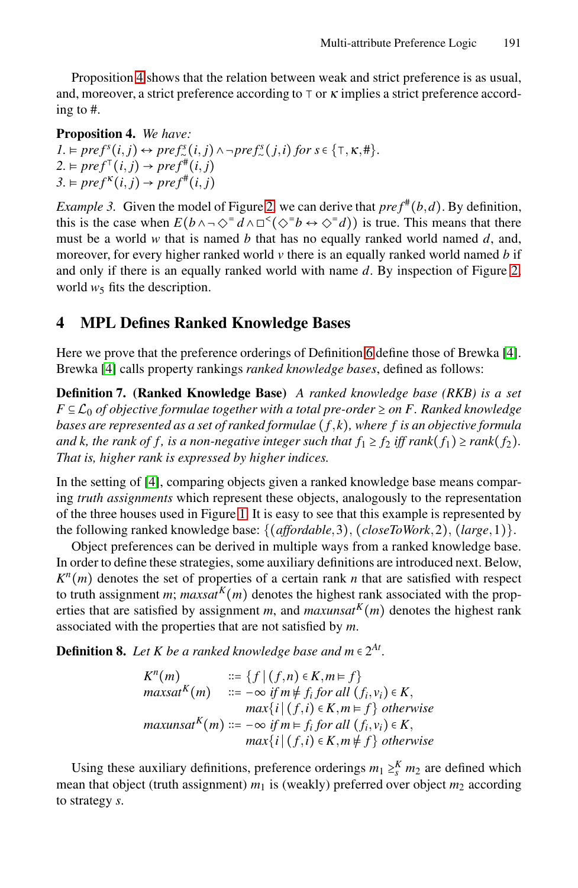Proposition 4 shows that the relation between weak and strict preference is as usual, and, moreover, a strict preference according to $\top$ or $\kappa$ implies a strict preference according to #.

**Proposition 4.** *We have:*
*1.* $\models pref^s(i,j) \leftrightarrow pref^s_{\sim}(i,j) \wedge \neg pref^s_{\sim}(j,i)$ *for* $s \in \{\top, \kappa, \#\}$.
*2.* $\models pref^{\top}(i,j) \rightarrow pref^{\#}(i,j)$
*3.* $\models pref^{\kappa}(i,j) \rightarrow pref^{\#}(i,j)$

*Example 3.* Given the model of Figure 2, we can derive that $pref^{\#}(b,d)$. By definition, this is the case when $E(b \wedge \neg \Diamond^{=} d \wedge \Box^{<}(\Diamond^{=} b \leftrightarrow \Diamond^{=} d))$ is true. This means that there must be a world $w$ that is named $b$ that has no equally ranked world named $d$, and, moreover, for every higher ranked world $v$ there is an equally ranked world named $b$ if and only if there is an equally ranked world with name $d$. By inspection of Figure 2, world $w_5$ fits the description.

## 4 MPL Defines Ranked Knowledge Bases

Here we prove that the preference orderings of Definition 6 define those of Brewka [4]. Brewka [4] calls property rankings *ranked knowledge bases*, defined as follows:

**Definition 7. (Ranked Knowledge Base)** *A ranked knowledge base (RKB) is a set* $F \subseteq \mathcal{L}_0$ *of objective formulae together with a total pre-order* $\geq$ *on* $F$*. Ranked knowledge bases are represented as a set of ranked formulae* $(f,k)$*, where* $f$ *is an objective formula and* $k$*, the rank of* $f$*, is a non-negative integer such that* $f_1 \geq f_2$ *iff* $rank(f_1) \geq rank(f_2)$*. That is, higher rank is expressed by higher indices.*

In the setting of [4], comparing objects given a ranked knowledge base means comparing *truth assignments* which represent these objects, analogously to the representation of the three houses used in Figure 1. It is easy to see that this example is represented by the following ranked knowledge base: $\{(affordable, 3), (closeToWork, 2), (large, 1)\}$.

Object preferences can be derived in multiple ways from a ranked knowledge base. In order to define these strategies, some auxiliary definitions are introduced next. Below, $K^n(m)$ denotes the set of properties of a certain rank $n$ that are satisfied with respect to truth assignment $m$; $maxsat^K(m)$ denotes the highest rank associated with the properties that are satisfied by assignment $m$, and $maxunsat^K(m)$ denotes the highest rank associated with the properties that are not satisfied by $m$.

**Definition 8.** *Let* $K$ *be a ranked knowledge base and* $m \in 2^{At}$.

$$
\begin{array}{lll}
K^n(m) & ::= & \{f \mid (f,n) \in K, m \models f\} \\
maxsat^K(m) & ::= & -\infty \text{ if } m \not\models f_i \text{ for all } (f_i, v_i) \in K, \\
 & & max\{i \mid (f,i) \in K, m \models f\} \text{ otherwise} \\
maxunsat^K(m) & ::= & -\infty \text{ if } m \models f_i \text{ for all } (f_i, v_i) \in K, \\
 & & max\{i \mid (f,i) \in K, m \not\models f\} \text{ otherwise}
\end{array}
$$

Using these auxiliary definitions, preference orderings $m_1 \geq^K_s m_2$ are defined which mean that object (truth assignment) $m_1$ is (weakly) preferred over object $m_2$ according to strategy $s$.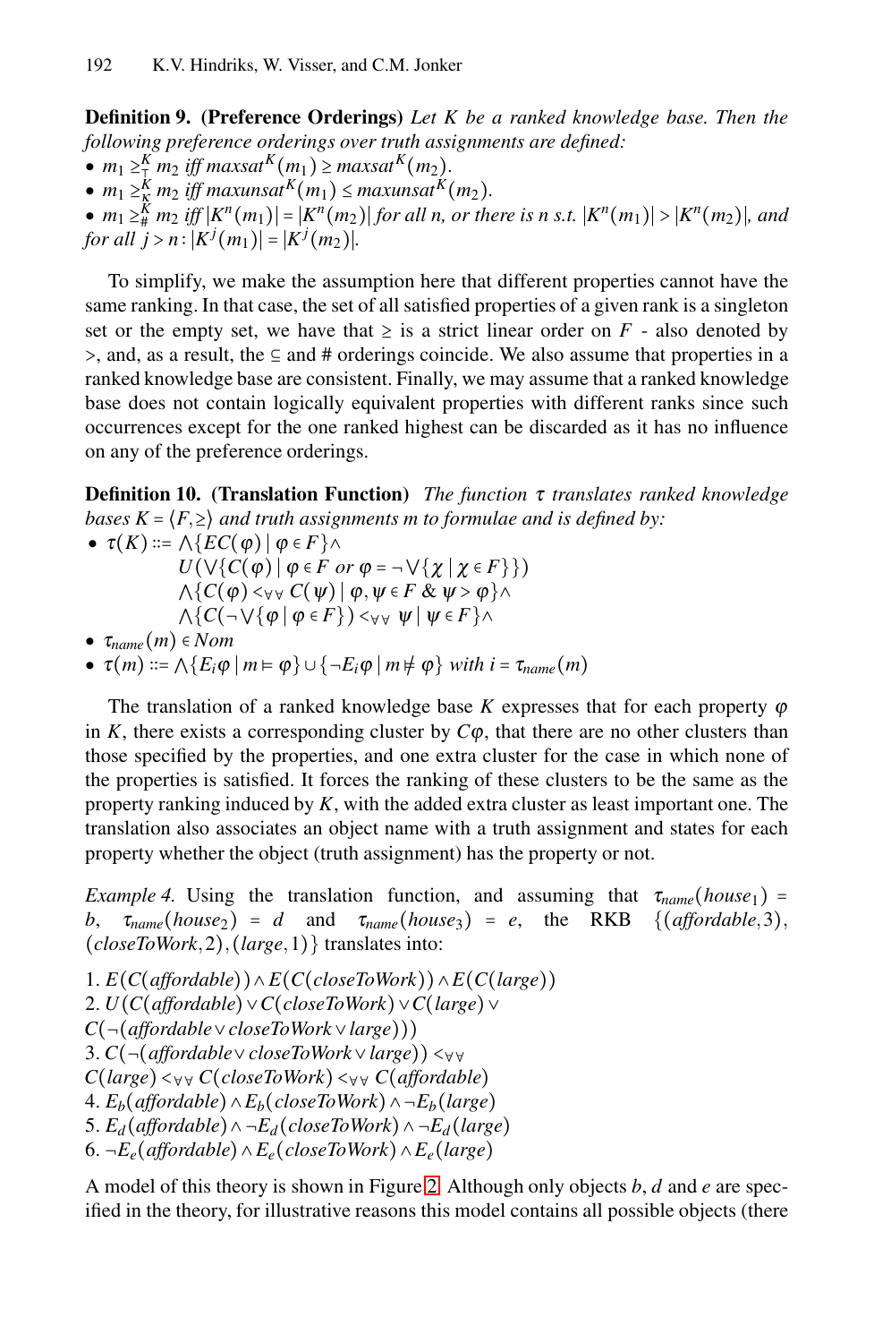**Definition 9. (Preference Orderings)** *Let $K$ be a ranked knowledge base. Then the following preference orderings over truth assignments are defined:*

- $m_1 \geq^K_\top m_2$ *iff* $maxsat^K(m_1) \geq maxsat^K(m_2)$.
- $m_1 \geq^K_\kappa m_2$ *iff* $maxunsat^K(m_1) \leq maxunsat^K(m_2)$.
- $m_1 \geq^K_\# m_2$ *iff* $|K^n(m_1)| = |K^n(m_2)|$ *for all n, or there is n s.t.* $|K^n(m_1)| > |K^n(m_2)|$, *and for all* $j > n : |K^j(m_1)| = |K^j(m_2)|$.

To simplify, we make the assumption here that different properties cannot have the same ranking. In that case, the set of all satisfied properties of a given rank is a singleton set or the empty set, we have that $\geq$ is a strict linear order on $F$ - also denoted by $>$, and, as a result, the $\subseteq$ and # orderings coincide. We also assume that properties in a ranked knowledge base are consistent. Finally, we may assume that a ranked knowledge base does not contain logically equivalent properties with different ranks since such occurrences except for the one ranked highest can be discarded as it has no influence on any of the preference orderings.

**Definition 10. (Translation Function)** *The function $\tau$ translates ranked knowledge bases $K = \langle F, \geq \rangle$ and truth assignments $m$ to formulae and is defined by:*

- $\tau(K) ::= \bigwedge\{EC(\varphi) \mid \varphi \in F\} \wedge$
  $U(\bigvee\{C(\varphi) \mid \varphi \in F \text{ or } \varphi = \neg \bigvee\{\chi \mid \chi \in F\}\})$
  $\bigwedge\{C(\varphi) <_{\forall\forall} C(\psi) \mid \varphi, \psi \in F \;\&\; \psi > \varphi\} \wedge$
  $\bigwedge\{C(\neg \bigvee\{\varphi \mid \varphi \in F\}) <_{\forall\forall} \psi \mid \psi \in F\} \wedge$
- $\tau_{name}(m) \in Nom$
- $\tau(m) ::= \bigwedge\{E_i\varphi \mid m \models \varphi\} \cup \{\neg E_i\varphi \mid m \not\models \varphi\}$ *with* $i = \tau_{name}(m)$

The translation of a ranked knowledge base $K$ expresses that for each property $\varphi$ in $K$, there exists a corresponding cluster by $C\varphi$, that there are no other clusters than those specified by the properties, and one extra cluster for the case in which none of the properties is satisfied. It forces the ranking of these clusters to be the same as the property ranking induced by $K$, with the added extra cluster as least important one. The translation also associates an object name with a truth assignment and states for each property whether the object (truth assignment) has the property or not.

*Example 4.* Using the translation function, and assuming that $\tau_{name}(house_1) = b$, $\tau_{name}(house_2) = d$ and $\tau_{name}(house_3) = e$, the RKB $\{(affordable, 3), (closeToWork, 2), (large, 1)\}$ translates into:

1. $E(C(affordable)) \wedge E(C(closeToWork)) \wedge E(C(large))$
2. $U(C(affordable) \vee C(closeToWork) \vee C(large) \vee C(\neg(affordable \vee closeToWork \vee large)))$
3. $C(\neg(affordable \vee closeToWork \vee large)) <_{\forall\forall} C(large) <_{\forall\forall} C(closeToWork) <_{\forall\forall} C(affordable)$
4. $E_b(affordable) \wedge E_b(closeToWork) \wedge \neg E_b(large)$
5. $E_d(affordable) \wedge \neg E_d(closeToWork) \wedge \neg E_d(large)$
6. $\neg E_e(affordable) \wedge E_e(closeToWork) \wedge E_e(large)$

A model of this theory is shown in Figure 2. Although only objects $b$, $d$ and $e$ are specified in the theory, for illustrative reasons this model contains all possible objects (there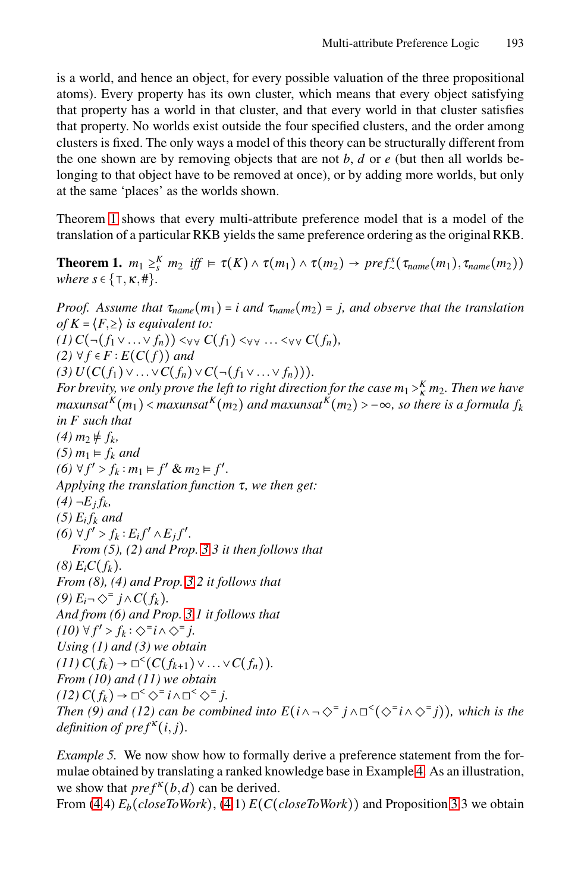is a world, and hence an object, for every possible valuation of the three propositional atoms). Every property has its own cluster, which means that every object satisfying that property has a world in that cluster, and that every world in that cluster satisfies that property. No worlds exist outside the four specified clusters, and the order among clusters is fixed. The only ways a model of this theory can be structurally different from the one shown are by removing objects that are not $b$, $d$ or $e$ (but then all worlds belonging to that object have to be removed at once), or by adding more worlds, but only at the same 'places' as the worlds shown.

Theorem 1 shows that every multi-attribute preference model that is a model of the translation of a particular RKB yields the same preference ordering as the original RKB.

**Theorem 1.** *$m_1 \geq^K_s m_2$ iff $\models \tau(K) \wedge \tau(m_1) \wedge \tau(m_2) \rightarrow pref^s_{\sim}(\tau_{name}(m_1), \tau_{name}(m_2))$ where $s \in \{\top, \kappa, \#\}$.*

*Proof.* *Assume that $\tau_{name}(m_1) = i$ and $\tau_{name}(m_2) = j$, and observe that the translation of $K = \langle F, \geq \rangle$ is equivalent to:*
*(1) $C(\neg(f_1 \vee \ldots \vee f_n)) <_{\forall\forall} C(f_1) <_{\forall\forall} \ldots <_{\forall\forall} C(f_n)$,*
*(2) $\forall f \in F : E(C(f))$ and*
*(3) $U(C(f_1) \vee \ldots \vee C(f_n) \vee C(\neg(f_1 \vee \ldots \vee f_n)))$.*
*For brevity, we only prove the left to right direction for the case $m_1 >^K_\kappa m_2$. Then we have $maxunsat^K(m_1) < maxunsat^K(m_2)$ and $maxunsat^K(m_2) > -\infty$, so there is a formula $f_k$ in $F$ such that*
*(4) $m_2 \not\models f_k$,*
*(5) $m_1 \models f_k$ and*
*(6) $\forall f' > f_k : m_1 \models f'$ & $m_2 \models f'$.*
*Applying the translation function $\tau$, we then get:*
*(4) $\neg E_j f_k$,*
*(5) $E_i f_k$ and*
*(6) $\forall f' > f_k : E_i f' \wedge E_j f'$.*
*From (5), (2) and Prop. 3.3 it then follows that*
*(8) $E_i C(f_k)$.*
*From (8), (4) and Prop. 3.2 it follows that*
*(9) $E_i \neg \Diamond^= j \wedge C(f_k)$.*
*And from (6) and Prop. 3.1 it follows that*
*(10) $\forall f' > f_k : \Diamond^= i \wedge \Diamond^= j$.*
*Using (1) and (3) we obtain*
*(11) $C(f_k) \rightarrow \Box^<(C(f_{k+1}) \vee \ldots \vee C(f_n))$.*
*From (10) and (11) we obtain*
*(12) $C(f_k) \rightarrow \Box^< \Diamond^= i \wedge \Box^< \Diamond^= j$.*
*Then (9) and (12) can be combined into $E(i \wedge \neg \Diamond^= j \wedge \Box^<(\Diamond^= i \wedge \Diamond^= j))$, which is the definition of $pref^\kappa(i, j)$.*

*Example 5.* We now show how to formally derive a preference statement from the formulae obtained by translating a ranked knowledge base in Example 4. As an illustration, we show that $pref^\kappa(b, d)$ can be derived.
From (4.4) $E_b(closeToWork)$, (4.1) $E(C(closeToWork))$ and Proposition 3.3 we obtain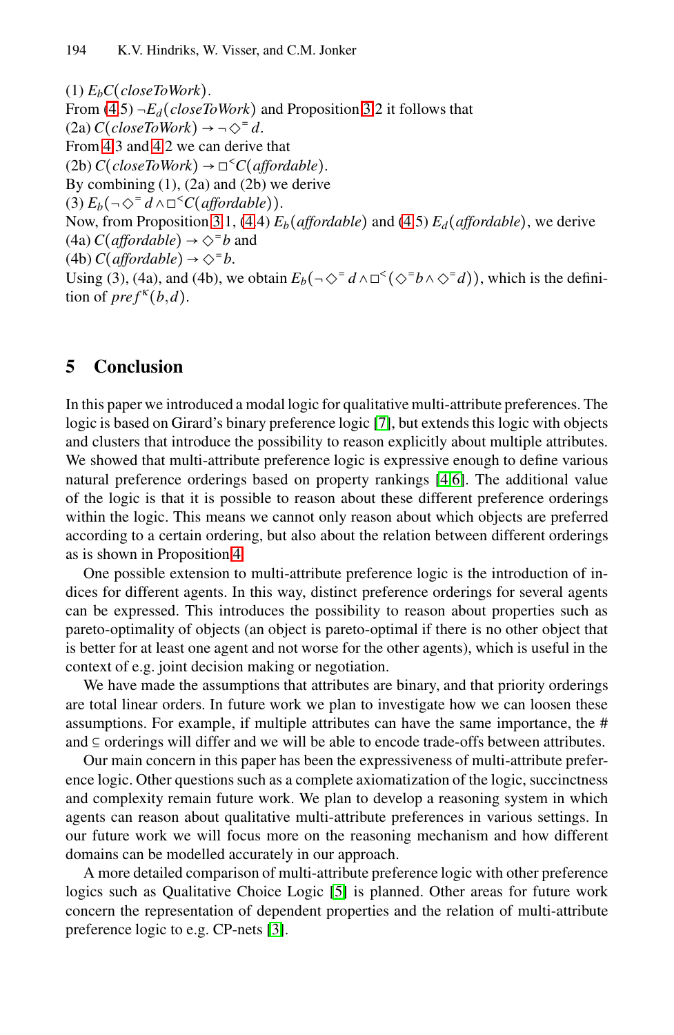(1) $E_b C(\mathit{closeToWork})$.
From (4.5) $\neg E_d(\mathit{closeToWork})$ and Proposition 3.2 it follows that
(2a) $C(\mathit{closeToWork}) \to \neg \Diamond^{=} d$.
From 4.3 and 4.2 we can derive that
(2b) $C(\mathit{closeToWork}) \to \Box^{<} C(\mathit{affordable})$.
By combining (1), (2a) and (2b) we derive
(3) $E_b(\neg \Diamond^{=} d \wedge \Box^{<} C(\mathit{affordable}))$.
Now, from Proposition 3.1, (4.4) $E_b(\mathit{affordable})$ and (4.5) $E_d(\mathit{affordable})$, we derive
(4a) $C(\mathit{affordable}) \to \Diamond^{=} b$ and
(4b) $C(\mathit{affordable}) \to \Diamond^{=} b$.
Using (3), (4a), and (4b), we obtain $E_b(\neg \Diamond^{=} d \wedge \Box^{<}(\Diamond^{=} b \wedge \Diamond^{=} d))$, which is the definition of $pref^{\kappa}(b,d)$.

## 5 Conclusion

In this paper we introduced a modal logic for qualitative multi-attribute preferences. The logic is based on Girard's binary preference logic [7], but extends this logic with objects and clusters that introduce the possibility to reason explicitly about multiple attributes. We showed that multi-attribute preference logic is expressive enough to define various natural preference orderings based on property rankings [4,6]. The additional value of the logic is that it is possible to reason about these different preference orderings within the logic. This means we cannot only reason about which objects are preferred according to a certain ordering, but also about the relation between different orderings as is shown in Proposition 4.

One possible extension to multi-attribute preference logic is the introduction of indices for different agents. In this way, distinct preference orderings for several agents can be expressed. This introduces the possibility to reason about properties such as pareto-optimality of objects (an object is pareto-optimal if there is no other object that is better for at least one agent and not worse for the other agents), which is useful in the context of e.g. joint decision making or negotiation.

We have made the assumptions that attributes are binary, and that priority orderings are total linear orders. In future work we plan to investigate how we can loosen these assumptions. For example, if multiple attributes can have the same importance, the # and $\subseteq$ orderings will differ and we will be able to encode trade-offs between attributes.

Our main concern in this paper has been the expressiveness of multi-attribute preference logic. Other questions such as a complete axiomatization of the logic, succinctness and complexity remain future work. We plan to develop a reasoning system in which agents can reason about qualitative multi-attribute preferences in various settings. In our future work we will focus more on the reasoning mechanism and how different domains can be modelled accurately in our approach.

A more detailed comparison of multi-attribute preference logic with other preference logics such as Qualitative Choice Logic [5] is planned. Other areas for future work concern the representation of dependent properties and the relation of multi-attribute preference logic to e.g. CP-nets [3].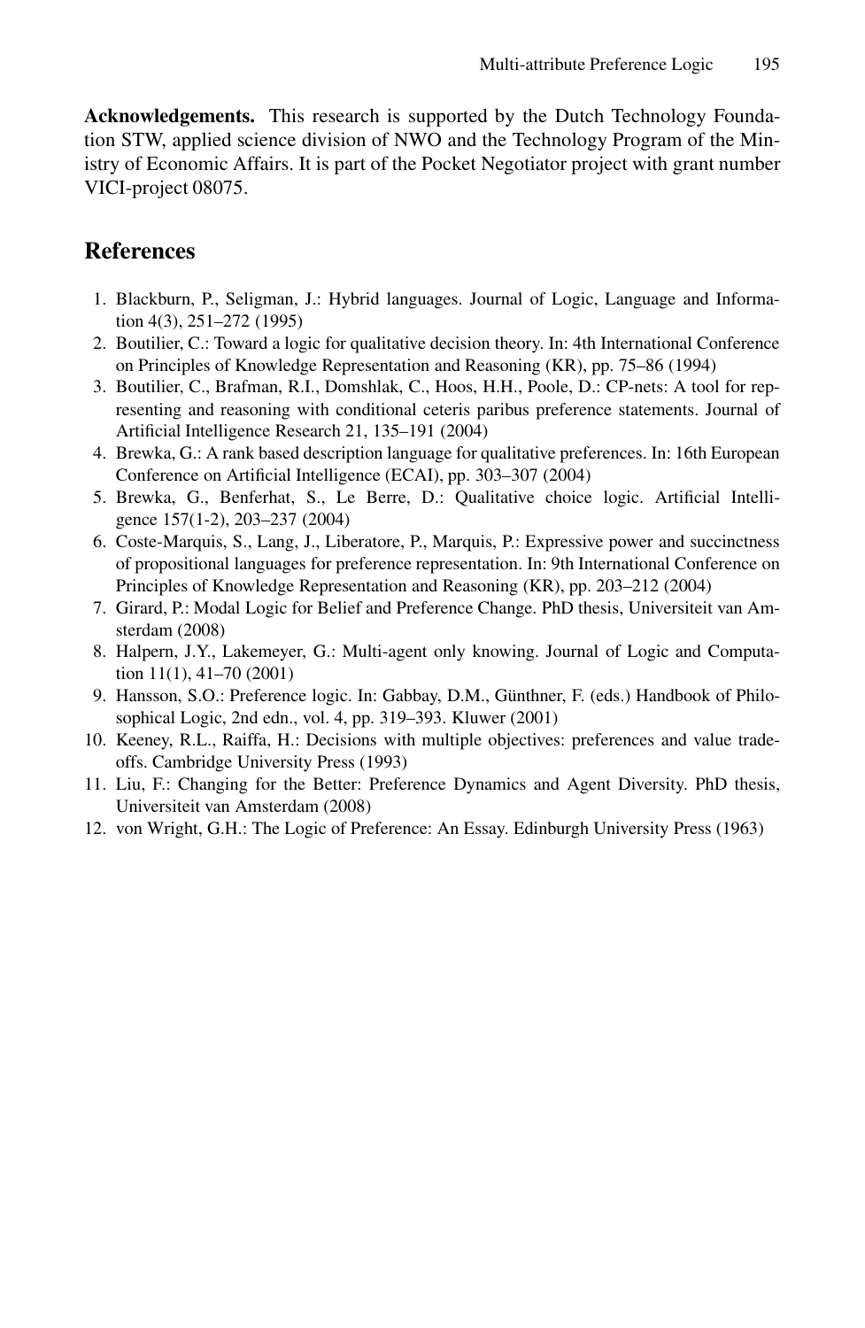**Acknowledgements.** This research is supported by the Dutch Technology Foundation STW, applied science division of NWO and the Technology Program of the Ministry of Economic Affairs. It is part of the Pocket Negotiator project with grant number VICI-project 08075.

## References

1. Blackburn, P., Seligman, J.: Hybrid languages. Journal of Logic, Language and Information 4(3), 251–272 (1995)
2. Boutilier, C.: Toward a logic for qualitative decision theory. In: 4th International Conference on Principles of Knowledge Representation and Reasoning (KR), pp. 75–86 (1994)
3. Boutilier, C., Brafman, R.I., Domshlak, C., Hoos, H.H., Poole, D.: CP-nets: A tool for representing and reasoning with conditional ceteris paribus preference statements. Journal of Artificial Intelligence Research 21, 135–191 (2004)
4. Brewka, G.: A rank based description language for qualitative preferences. In: 16th European Conference on Artificial Intelligence (ECAI), pp. 303–307 (2004)
5. Brewka, G., Benferhat, S., Le Berre, D.: Qualitative choice logic. Artificial Intelligence 157(1-2), 203–237 (2004)
6. Coste-Marquis, S., Lang, J., Liberatore, P., Marquis, P.: Expressive power and succinctness of propositional languages for preference representation. In: 9th International Conference on Principles of Knowledge Representation and Reasoning (KR), pp. 203–212 (2004)
7. Girard, P.: Modal Logic for Belief and Preference Change. PhD thesis, Universiteit van Amsterdam (2008)
8. Halpern, J.Y., Lakemeyer, G.: Multi-agent only knowing. Journal of Logic and Computation 11(1), 41–70 (2001)
9. Hansson, S.O.: Preference logic. In: Gabbay, D.M., Günthner, F. (eds.) Handbook of Philosophical Logic, 2nd edn., vol. 4, pp. 319–393. Kluwer (2001)
10. Keeney, R.L., Raiffa, H.: Decisions with multiple objectives: preferences and value tradeoffs. Cambridge University Press (1993)
11. Liu, F.: Changing for the Better: Preference Dynamics and Agent Diversity. PhD thesis, Universiteit van Amsterdam (2008)
12. von Wright, G.H.: The Logic of Preference: An Essay. Edinburgh University Press (1963)